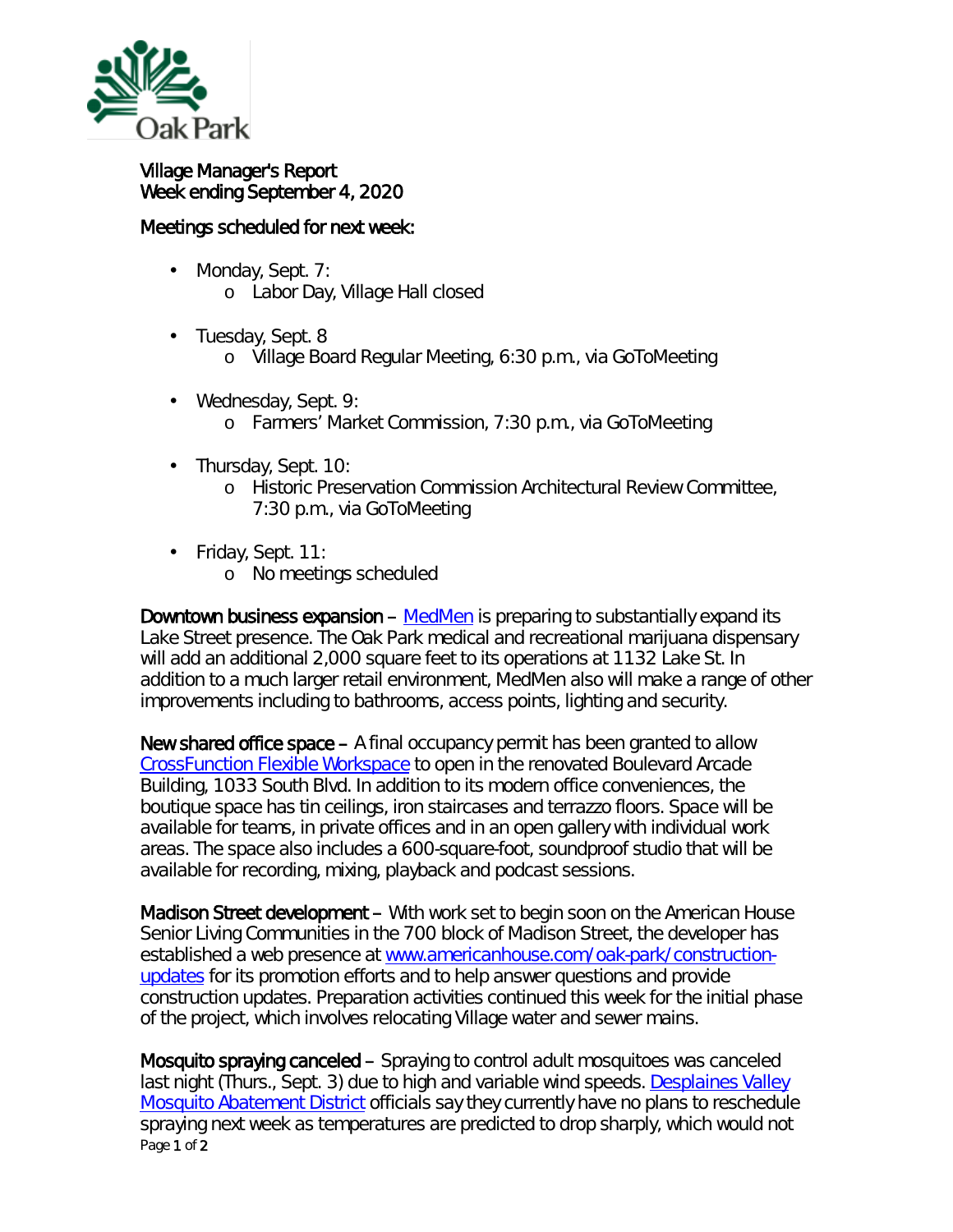Village Manager's Report
Week ending September 4, 2020

Meetings scheduled for next week:

- Monday, Sept. 7:
  - Labor Day, Village Hall closed
- Tuesday, Sept. 8
  - Village Board Regular Meeting, 6:30 p.m., via GoToMeeting
- Wednesday, Sept. 9:
  - Farmers' Market Commission, 7:30 p.m., via GoToMeeting
- Thursday, Sept. 10:
  - Historic Preservation Commission Architectural Review Committee, 7:30 p.m., via GoToMeeting
- Friday, Sept. 11:
  - No meetings scheduled

**Downtown business expansion** – MedMen is preparing to substantially expand its Lake Street presence. The Oak Park medical and recreational marijuana dispensary will add an additional 2,000 square feet to its operations at 1132 Lake St. In addition to a much larger retail environment, MedMen also will make a range of other improvements including to bathrooms, access points, lighting and security.

**New shared office space** – A final occupancy permit has been granted to allow CrossFunction Flexible Workspace to open in the renovated Boulevard Arcade Building, 1033 South Blvd. In addition to its modern office conveniences, the boutique space has tin ceilings, iron staircases and terrazzo floors. Space will be available for teams, in private offices and in an open gallery with individual work areas. The space also includes a 600-square-foot, soundproof studio that will be available for recording, mixing, playback and podcast sessions.

**Madison Street development** – With work set to begin soon on the American House Senior Living Communities in the 700 block of Madison Street, the developer has established a web presence at www.americanhouse.com/oak-park/construction-updates for its promotion efforts and to help answer questions and provide construction updates. Preparation activities continued this week for the initial phase of the project, which involves relocating Village water and sewer mains.

**Mosquito spraying canceled** – Spraying to control adult mosquitoes was canceled last night (Thurs., Sept. 3) due to high and variable wind speeds. Desplaines Valley Mosquito Abatement District officials say they currently have no plans to reschedule spraying next week as temperatures are predicted to drop sharply, which would not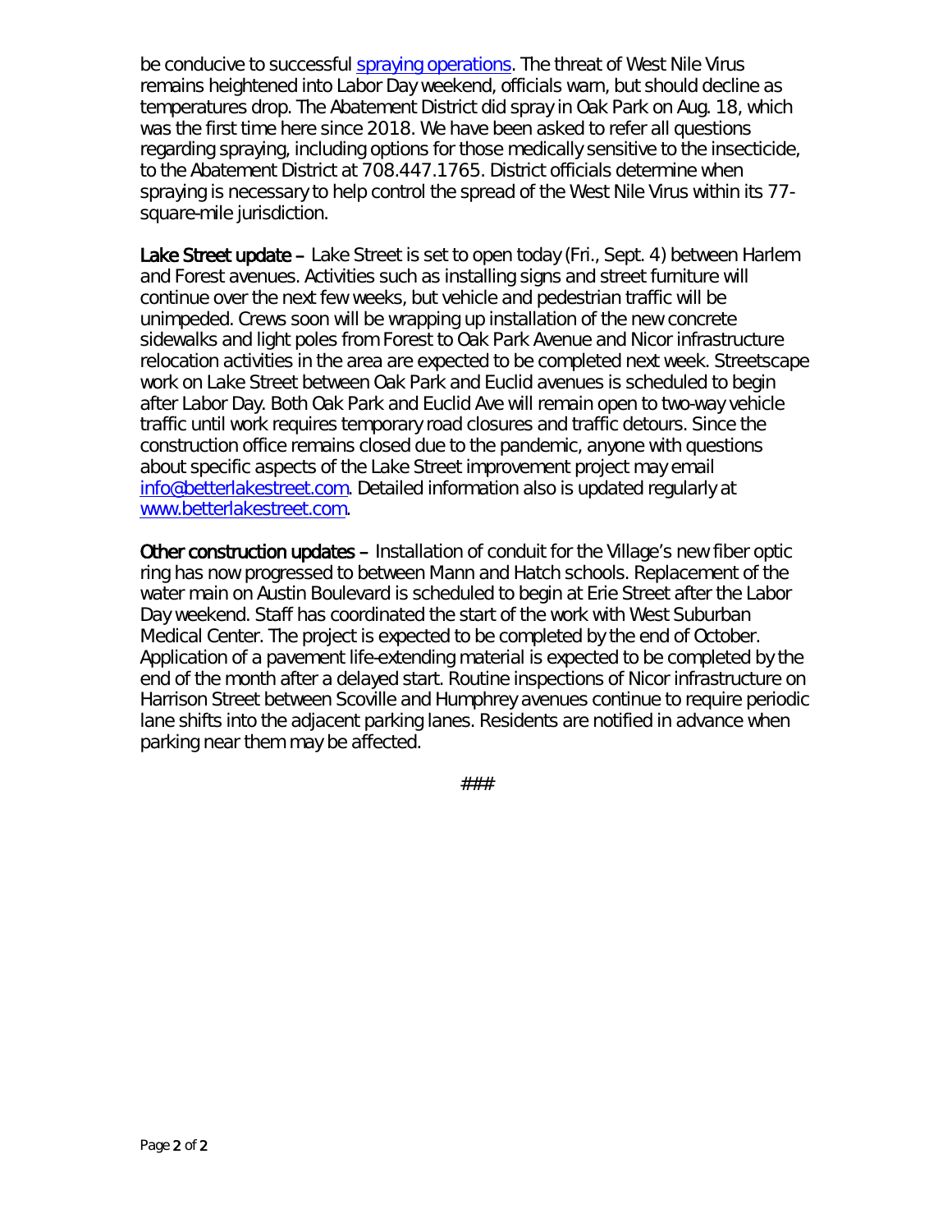be conducive to successful spraying operations. The threat of West Nile Virus remains heightened into Labor Day weekend, officials warn, but should decline as temperatures drop. The Abatement District did spray in Oak Park on Aug. 18, which was the first time here since 2018. We have been asked to refer all questions regarding spraying, including options for those medically sensitive to the insecticide, to the Abatement District at 708.447.1765. District officials determine when spraying is necessary to help control the spread of the West Nile Virus within its 77-square-mile jurisdiction.

**Lake Street update –** Lake Street is set to open today (Fri., Sept. 4) between Harlem and Forest avenues. Activities such as installing signs and street furniture will continue over the next few weeks, but vehicle and pedestrian traffic will be unimpeded. Crews soon will be wrapping up installation of the new concrete sidewalks and light poles from Forest to Oak Park Avenue and Nicor infrastructure relocation activities in the area are expected to be completed next week. Streetscape work on Lake Street between Oak Park and Euclid avenues is scheduled to begin after Labor Day. Both Oak Park and Euclid Ave will remain open to two-way vehicle traffic until work requires temporary road closures and traffic detours. Since the construction office remains closed due to the pandemic, anyone with questions about specific aspects of the Lake Street improvement project may email info@betterlakestreet.com. Detailed information also is updated regularly at www.betterlakestreet.com.

**Other construction updates –** Installation of conduit for the Village's new fiber optic ring has now progressed to between Mann and Hatch schools. Replacement of the water main on Austin Boulevard is scheduled to begin at Erie Street after the Labor Day weekend. Staff has coordinated the start of the work with West Suburban Medical Center. The project is expected to be completed by the end of October. Application of a pavement life-extending material is expected to be completed by the end of the month after a delayed start. Routine inspections of Nicor infrastructure on Harrison Street between Scoville and Humphrey avenues continue to require periodic lane shifts into the adjacent parking lanes. Residents are notified in advance when parking near them may be affected.

###